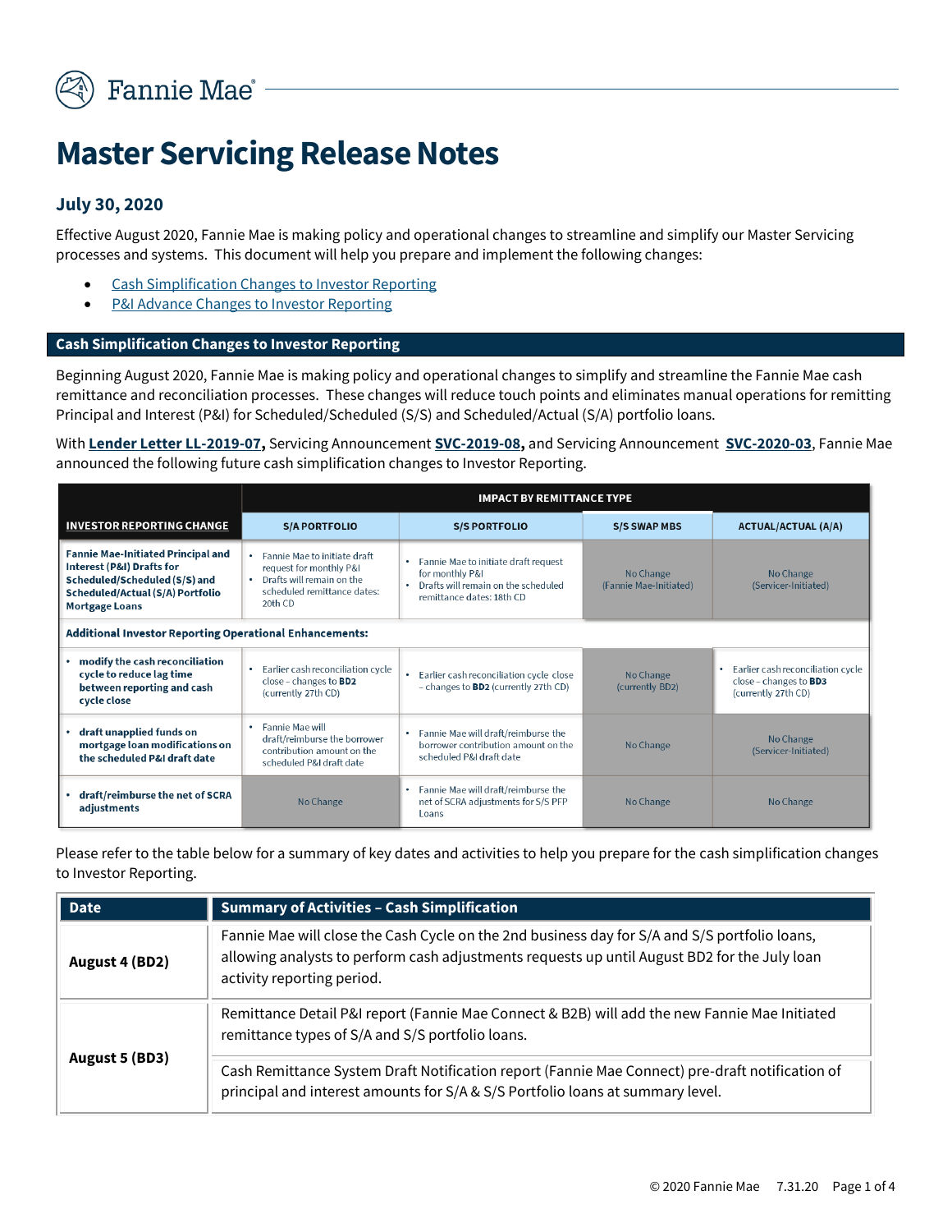# Master Servicing Release Notes

## July 30, 2020

Effective August 2020, Fannie Mae is making policy and operational changes to streamline and simplify our Master Servicing processes and systems. This document will help you prepare and implement the following changes:

- Cash Simplification Changes to Investor Reporting
- P&I Advance Changes to Investor Reporting

## Cash Simplification Changes to Investor Reporting

Beginning August 2020, Fannie Mae is making policy and operational changes to simplify and streamline the Fannie Mae cash remittance and reconciliation processes. These changes will reduce touch points and eliminates manual operations for remitting Principal and Interest (P&I) for Scheduled/Scheduled (S/S) and Scheduled/Actual (S/A) portfolio loans.

With **Lender Letter LL-2019-07,** Servicing Announcement **SVC-2019-08,** and Servicing Announcement **SVC-2020-03**, Fannie Mae announced the following future cash simplification changes to Investor Reporting.

| | IMPACT BY REMITTANCE TYPE | | | |
|---|---|---|---|---|
| **INVESTOR REPORTING CHANGE** | **S/A PORTFOLIO** | **S/S PORTFOLIO** | **S/S SWAP MBS** | **ACTUAL/ACTUAL (A/A)** |
| **Fannie Mae-Initiated Principal and Interest (P&I) Drafts for Scheduled/Scheduled (S/S) and Scheduled/Actual (S/A) Portfolio Mortgage Loans** | • Fannie Mae to initiate draft request for monthly P&I<br>• Drafts will remain on the scheduled remittance dates: 20th CD | • Fannie Mae to initiate draft request for monthly P&I<br>• Drafts will remain on the scheduled remittance dates: 18th CD | No Change (Fannie Mae-Initiated) | No Change (Servicer-Initiated) |
| **Additional Investor Reporting Operational Enhancements:** | | | | |
| • **modify the cash reconciliation cycle to reduce lag time between reporting and cash cycle close** | • Earlier cash reconciliation cycle close – changes to **BD2** (currently 27th CD) | • Earlier cash reconciliation cycle close – changes to **BD2** (currently 27th CD) | No Change (currently BD2) | • Earlier cash reconciliation cycle close – changes to **BD3** (currently 27th CD) |
| • **draft unapplied funds on mortgage loan modifications on the scheduled P&I draft date** | • Fannie Mae will draft/reimburse the borrower contribution amount on the scheduled P&I draft date | • Fannie Mae will draft/reimburse the borrower contribution amount on the scheduled P&I draft date | No Change | No Change (Servicer-Initiated) |
| • **draft/reimburse the net of SCRA adjustments** | No Change | • Fannie Mae will draft/reimburse the net of SCRA adjustments for S/S PFP Loans | No Change | No Change |

Please refer to the table below for a summary of key dates and activities to help you prepare for the cash simplification changes to Investor Reporting.

| Date | Summary of Activities – Cash Simplification |
|---|---|
| **Augugst 4 (BD2)** | Fannie Mae will close the Cash Cycle on the 2nd business day for S/A and S/S portfolio loans, allowing analysts to perform cash adjustments requests up until August BD2 for the July loan activity reporting period. |
| **August 5 (BD3)** | Remittance Detail P&I report (Fannie Mae Connect & B2B) will add the new Fannie Mae Initiated remittance types of S/A and S/S portfolio loans. |
| | Cash Remittance System Draft Notification report (Fannie Mae Connect) pre-draft notification of principal and interest amounts for S/A & S/S Portfolio loans at summary level. |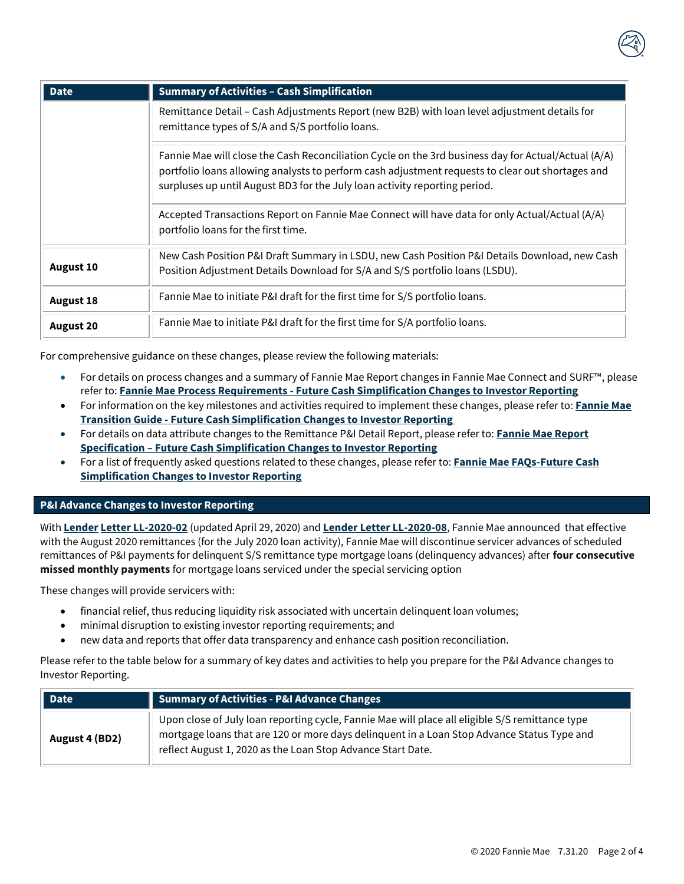| Date | Summary of Activities – Cash Simplification |
|---|---|
| | Remittance Detail – Cash Adjustments Report (new B2B) with loan level adjustment details for remittance types of S/A and S/S portfolio loans. |
| | Fannie Mae will close the Cash Reconciliation Cycle on the 3rd business day for Actual/Actual (A/A) portfolio loans allowing analysts to perform cash adjustment requests to clear out shortages and surpluses up until August BD3 for the July loan activity reporting period. |
| | Accepted Transactions Report on Fannie Mae Connect will have data for only Actual/Actual (A/A) portfolio loans for the first time. |
| **August 10** | New Cash Position P&I Draft Summary in LSDU, new Cash Position P&I Details Download, new Cash Position Adjustment Details Download for S/A and S/S portfolio loans (LSDU). |
| **August 18** | Fannie Mae to initiate P&I draft for the first time for S/S portfolio loans. |
| **August 20** | Fannie Mae to initiate P&I draft for the first time for S/A portfolio loans. |

For comprehensive guidance on these changes, please review the following materials:

- For details on process changes and a summary of Fannie Mae Report changes in Fannie Mae Connect and SURF™, please refer to: **Fannie Mae Process Requirements - Future Cash Simplification Changes to Investor Reporting**
- For information on the key milestones and activities required to implement these changes, please refer to: **Fannie Mae Transition Guide - Future Cash Simplification Changes to Investor Reporting**
- For details on data attribute changes to the Remittance P&I Detail Report, please refer to: **Fannie Mae Report Specification – Future Cash Simplification Changes to Investor Reporting**
- For a list of frequently asked questions related to these changes, please refer to: **Fannie Mae FAQs-Future Cash Simplification Changes to Investor Reporting**

## P&I Advance Changes to Investor Reporting

With **Lender Letter LL-2020-02** (updated April 29, 2020) and **Lender Letter LL-2020-08**, Fannie Mae announced that effective with the August 2020 remittances (for the July 2020 loan activity), Fannie Mae will discontinue servicer advances of scheduled remittances of P&I payments for delinquent S/S remittance type mortgage loans (delinquency advances) after **four consecutive missed monthly payments** for mortgage loans serviced under the special servicing option

These changes will provide servicers with:

- financial relief, thus reducing liquidity risk associated with uncertain delinquent loan volumes;
- minimal disruption to existing investor reporting requirements; and
- new data and reports that offer data transparency and enhance cash position reconciliation.

Please refer to the table below for a summary of key dates and activities to help you prepare for the P&I Advance changes to Investor Reporting.

| Date | Summary of Activities - P&I Advance Changes |
|---|---|
| **August 4 (BD2)** | Upon close of July loan reporting cycle, Fannie Mae will place all eligible S/S remittance type mortgage loans that are 120 or more days delinquent in a Loan Stop Advance Status Type and reflect August 1, 2020 as the Loan Stop Advance Start Date. |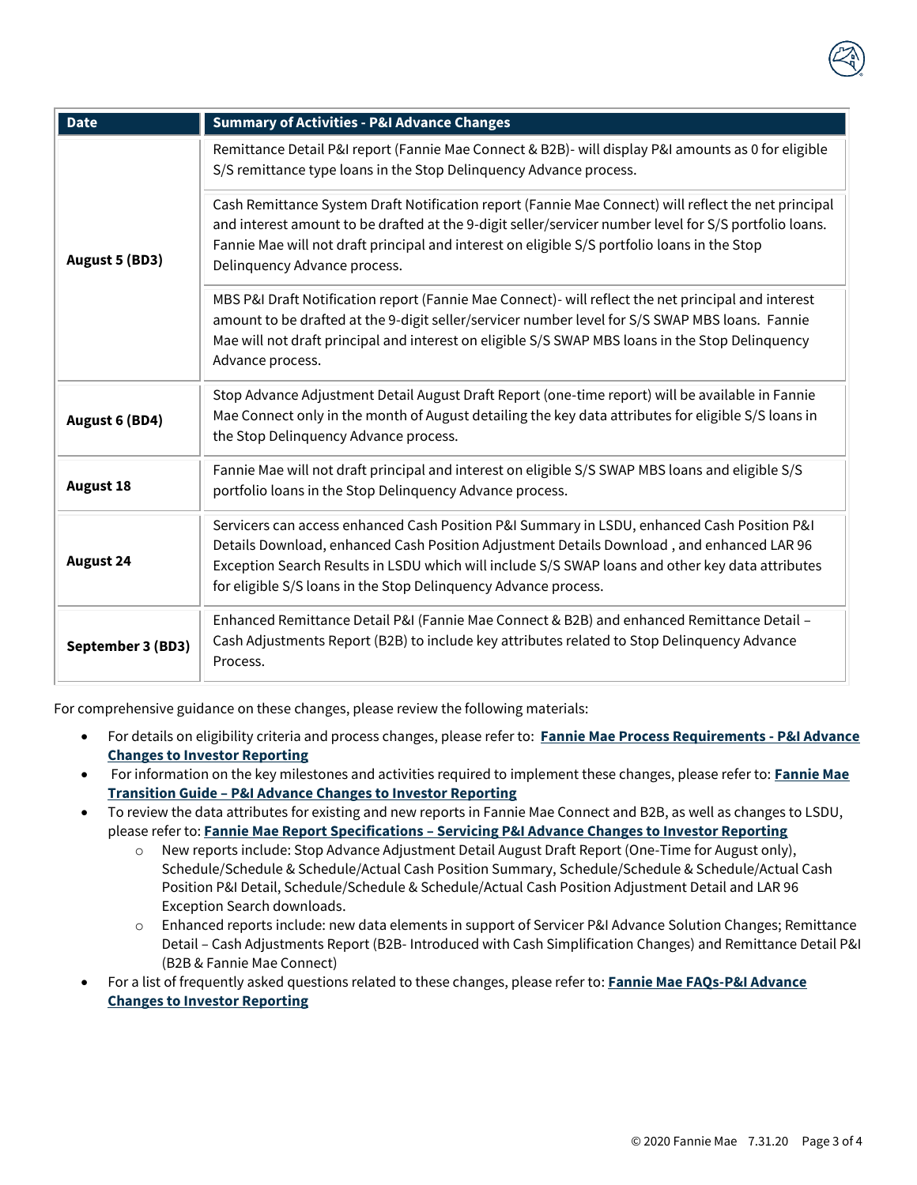| Date | Summary of Activities - P&I Advance Changes |
|---|---|
| **August 5 (BD3)** | Remittance Detail P&I report (Fannie Mae Connect & B2B)- will display P&I amounts as 0 for eligible S/S remittance type loans in the Stop Delinquency Advance process. |
| | Cash Remittance System Draft Notification report (Fannie Mae Connect) will reflect the net principal and interest amount to be drafted at the 9-digit seller/servicer number level for S/S portfolio loans. Fannie Mae will not draft principal and interest on eligible S/S portfolio loans in the Stop Delinquency Advance process. |
| | MBS P&I Draft Notification report (Fannie Mae Connect)- will reflect the net principal and interest amount to be drafted at the 9-digit seller/servicer number level for S/S SWAP MBS loans. Fannie Mae will not draft principal and interest on eligible S/S SWAP MBS loans in the Stop Delinquency Advance process. |
| **August 6 (BD4)** | Stop Advance Adjustment Detail August Draft Report (one-time report) will be available in Fannie Mae Connect only in the month of August detailing the key data attributes for eligible S/S loans in the Stop Delinquency Advance process. |
| **August 18** | Fannie Mae will not draft principal and interest on eligible S/S SWAP MBS loans and eligible S/S portfolio loans in the Stop Delinquency Advance process. |
| **August 24** | Servicers can access enhanced Cash Position P&I Summary in LSDU, enhanced Cash Position P&I Details Download, enhanced Cash Position Adjustment Details Download , and enhanced LAR 96 Exception Search Results in LSDU which will include S/S SWAP loans and other key data attributes for eligible S/S loans in the Stop Delinquency Advance process. |
| **September 3 (BD3)** | Enhanced Remittance Detail P&I (Fannie Mae Connect & B2B) and enhanced Remittance Detail – Cash Adjustments Report (B2B) to include key attributes related to Stop Delinquency Advance Process. |

For comprehensive guidance on these changes, please review the following materials:

- For details on eligibility criteria and process changes, please refer to: **Fannie Mae Process Requirements - P&I Advance Changes to Investor Reporting**
- For information on the key milestones and activities required to implement these changes, please refer to: **Fannie Mae Transition Guide – P&I Advance Changes to Investor Reporting**
- To review the data attributes for existing and new reports in Fannie Mae Connect and B2B, as well as changes to LSDU, please refer to: **Fannie Mae Report Specifications – Servicing P&I Advance Changes to Investor Reporting**
    - New reports include: Stop Advance Adjustment Detail August Draft Report (One-Time for August only), Schedule/Schedule & Schedule/Actual Cash Position Summary, Schedule/Schedule & Schedule/Actual Cash Position P&I Detail, Schedule/Schedule & Schedule/Actual Cash Position Adjustment Detail and LAR 96 Exception Search downloads.
    - Enhanced reports include: new data elements in support of Servicer P&I Advance Solution Changes; Remittance Detail – Cash Adjustments Report (B2B- Introduced with Cash Simplification Changes) and Remittance Detail P&I (B2B & Fannie Mae Connect)
- For a list of frequently asked questions related to these changes, please refer to: **Fannie Mae FAQs-P&I Advance Changes to Investor Reporting**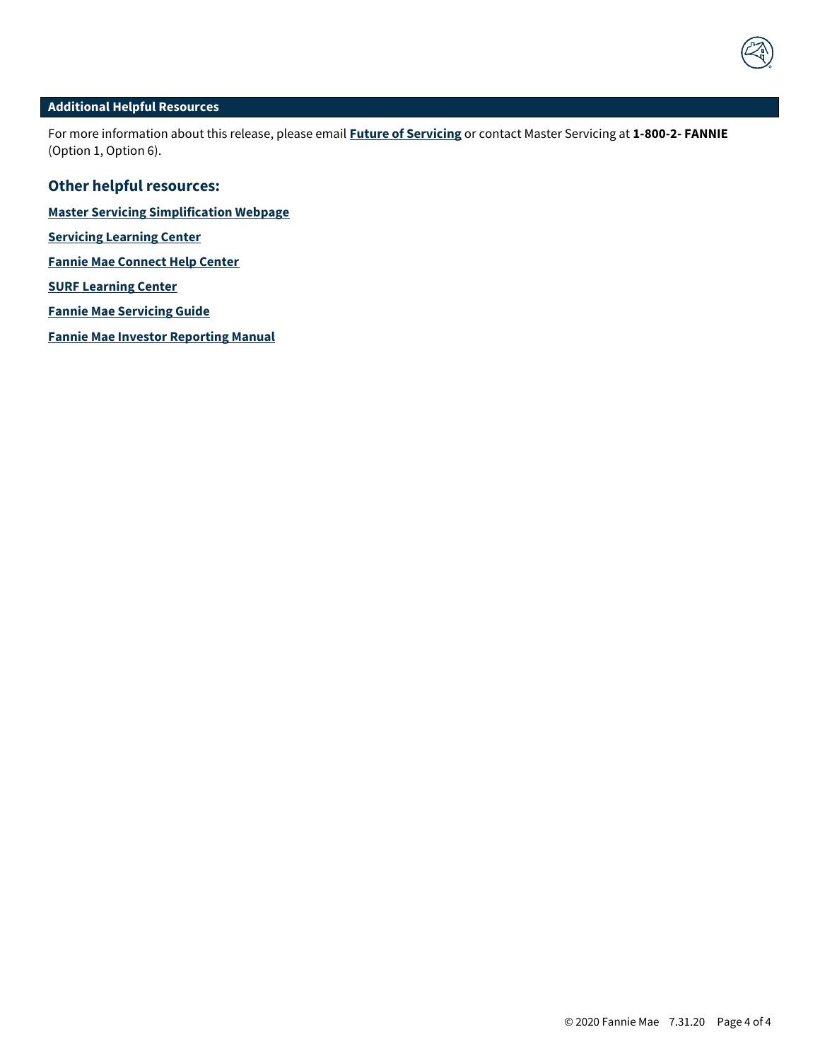## Additional Helpful Resources

For more information about this release, please email **Future of Servicing** or contact Master Servicing at **1-800-2- FANNIE** (Option 1, Option 6).

### Other helpful resources:

**Master Servicing Simplification Webpage**

**Servicing Learning Center**

**Fannie Mae Connect Help Center**

**SURF Learning Center**

**Fannie Mae Servicing Guide**

**Fannie Mae Investor Reporting Manual**